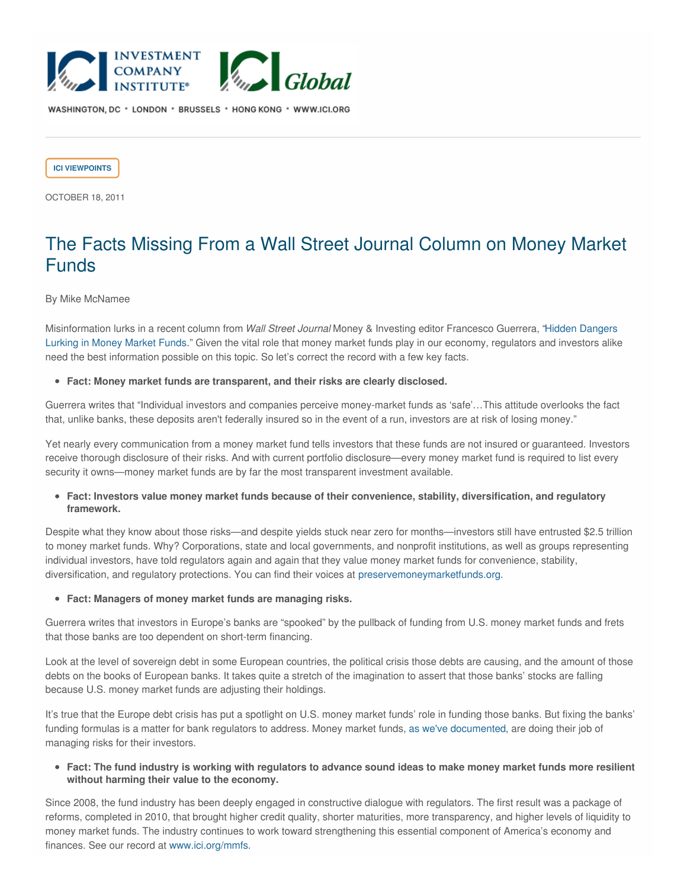WASHINGTON, DC • LONDON • BRUSSELS • HONG KONG • WWW.ICI.ORG

ICI VIEWPOINTS

OCTOBER 18, 2011

# The Facts Missing From a Wall Street Journal Column on Money Market Funds

By Mike McNamee

Misinformation lurks in a recent column from *Wall Street Journal* Money & Investing editor Francesco Guerrera, "Hidden Dangers Lurking in Money Market Funds." Given the vital role that money market funds play in our economy, regulators and investors alike need the best information possible on this topic. So let's correct the record with a few key facts.

- **Fact: Money market funds are transparent, and their risks are clearly disclosed.**

Guerrera writes that "Individual investors and companies perceive money-market funds as 'safe'…This attitude overlooks the fact that, unlike banks, these deposits aren't federally insured so in the event of a run, investors are at risk of losing money."

Yet nearly every communication from a money market fund tells investors that these funds are not insured or guaranteed. Investors receive thorough disclosure of their risks. And with current portfolio disclosure—every money market fund is required to list every security it owns—money market funds are by far the most transparent investment available.

- **Fact: Investors value money market funds because of their convenience, stability, diversification, and regulatory framework.**

Despite what they know about those risks—and despite yields stuck near zero for months—investors still have entrusted $2.5 trillion to money market funds. Why? Corporations, state and local governments, and nonprofit institutions, as well as groups representing individual investors, have told regulators again and again that they value money market funds for convenience, stability, diversification, and regulatory protections. You can find their voices at preservemoneymarketfunds.org.

- **Fact: Managers of money market funds are managing risks.**

Guerrera writes that investors in Europe's banks are "spooked" by the pullback of funding from U.S. money market funds and frets that those banks are too dependent on short-term financing.

Look at the level of sovereign debt in some European countries, the political crisis those debts are causing, and the amount of those debts on the books of European banks. It takes quite a stretch of the imagination to assert that those banks' stocks are falling because U.S. money market funds are adjusting their holdings.

It's true that the Europe debt crisis has put a spotlight on U.S. money market funds' role in funding those banks. But fixing the banks' funding formulas is a matter for bank regulators to address. Money market funds, as we've documented, are doing their job of managing risks for their investors.

- **Fact: The fund industry is working with regulators to advance sound ideas to make money market funds more resilient without harming their value to the economy.**

Since 2008, the fund industry has been deeply engaged in constructive dialogue with regulators. The first result was a package of reforms, completed in 2010, that brought higher credit quality, shorter maturities, more transparency, and higher levels of liquidity to money market funds. The industry continues to work toward strengthening this essential component of America's economy and finances. See our record at www.ici.org/mmfs.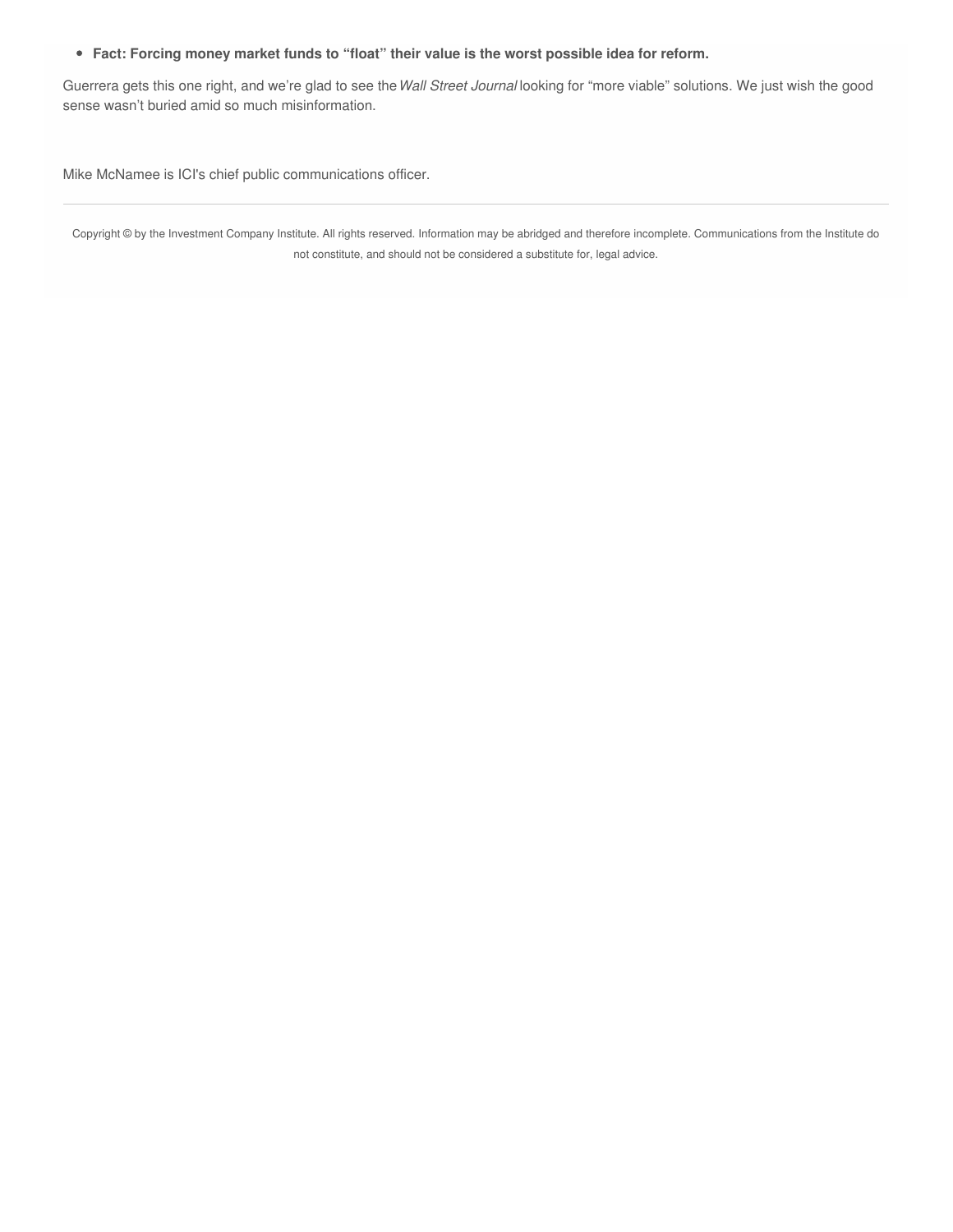- **Fact: Forcing money market funds to "float" their value is the worst possible idea for reform.**

Guerrera gets this one right, and we're glad to see the *Wall Street Journal* looking for "more viable" solutions. We just wish the good sense wasn't buried amid so much misinformation.

Mike McNamee is ICI's chief public communications officer.

---

Copyright © by the Investment Company Institute. All rights reserved. Information may be abridged and therefore incomplete. Communications from the Institute do not constitute, and should not be considered a substitute for, legal advice.